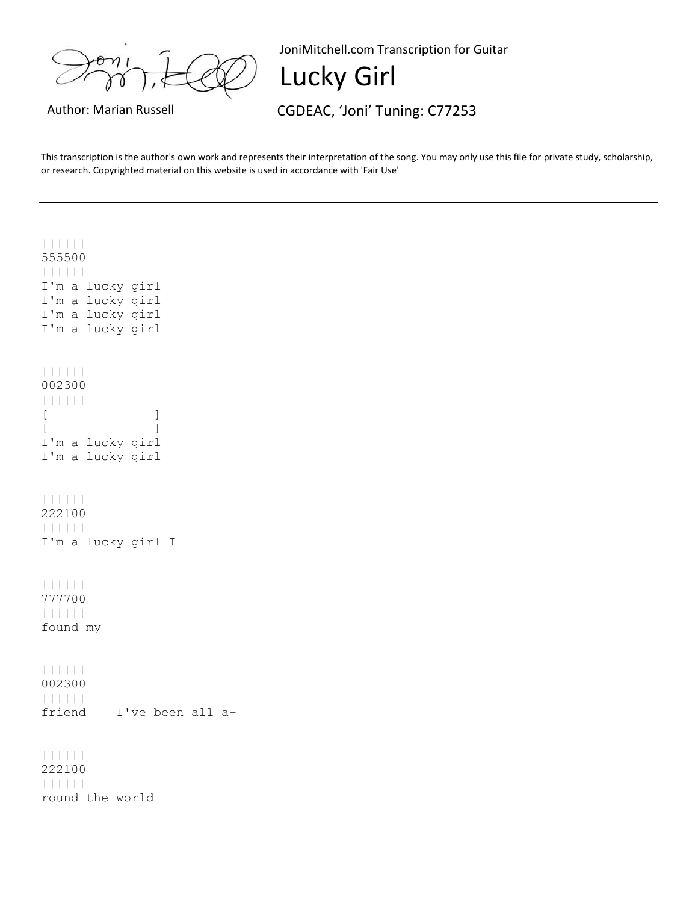JoniMitchell.com Transcription for Guitar

# Lucky Girl

Author: Marian Russell

CGDEAC, 'Joni' Tuning: C77253

This transcription is the author's own work and represents their interpretation of the song. You may only use this file for private study, scholarship, or research. Copyrighted material on this website is used in accordance with 'Fair Use'

---

```
||||||
555500
||||||
I'm a lucky girl
I'm a lucky girl
I'm a lucky girl
I'm a lucky girl


||||||
002300
||||||
[               ]
[               ]
I'm a lucky girl
I'm a lucky girl


||||||
222100
||||||
I'm a lucky girl I


||||||
777700
||||||
found my


||||||
002300
||||||
friend    I've been all a-


||||||
222100
||||||
round the world
```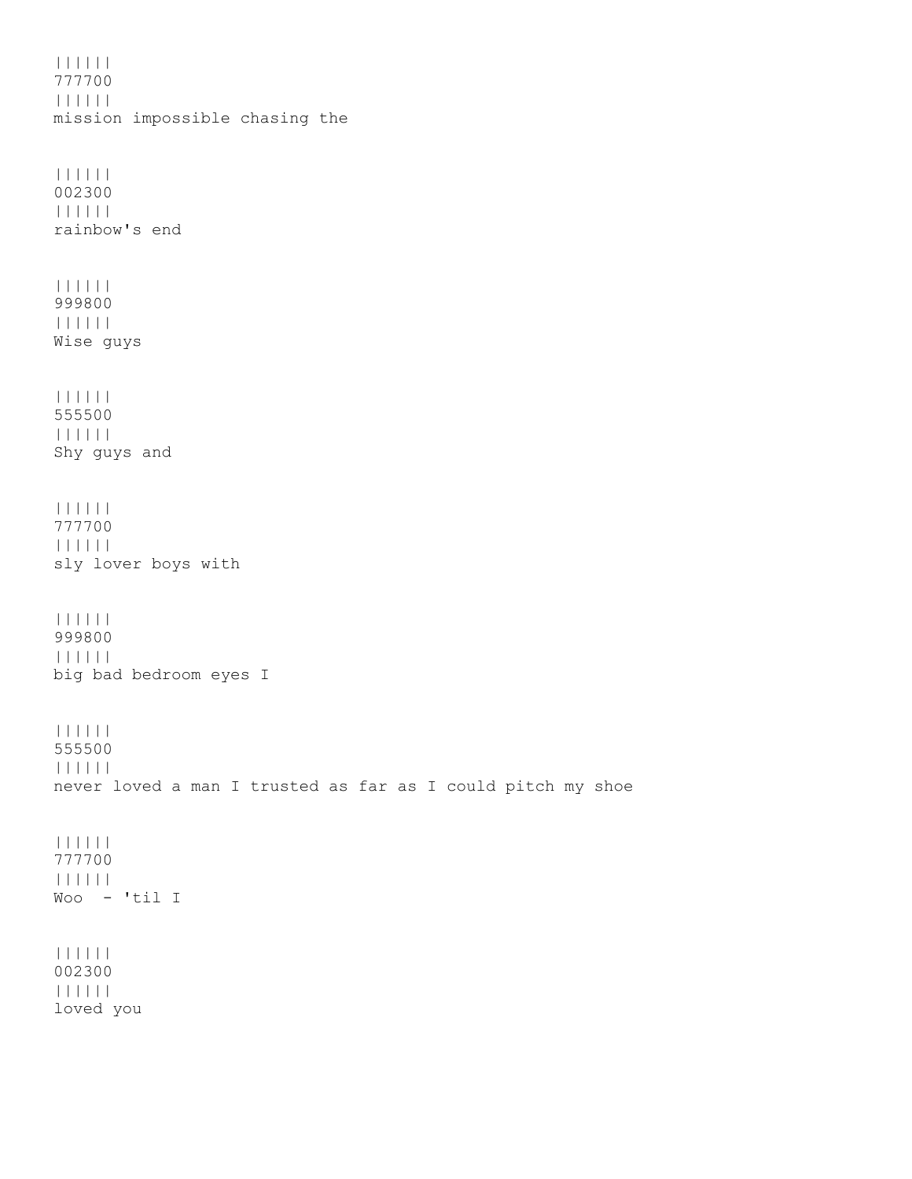```
||||||
777700
||||||
mission impossible chasing the


||||||
002300
||||||
rainbow's end


||||||
999800
||||||
Wise guys


||||||
555500
||||||
Shy guys and


||||||
777700
||||||
sly lover boys with


||||||
999800
||||||
big bad bedroom eyes I


||||||
555500
||||||
never loved a man I trusted as far as I could pitch my shoe


||||||
777700
||||||
Woo  - 'til I


||||||
002300
||||||
loved you
```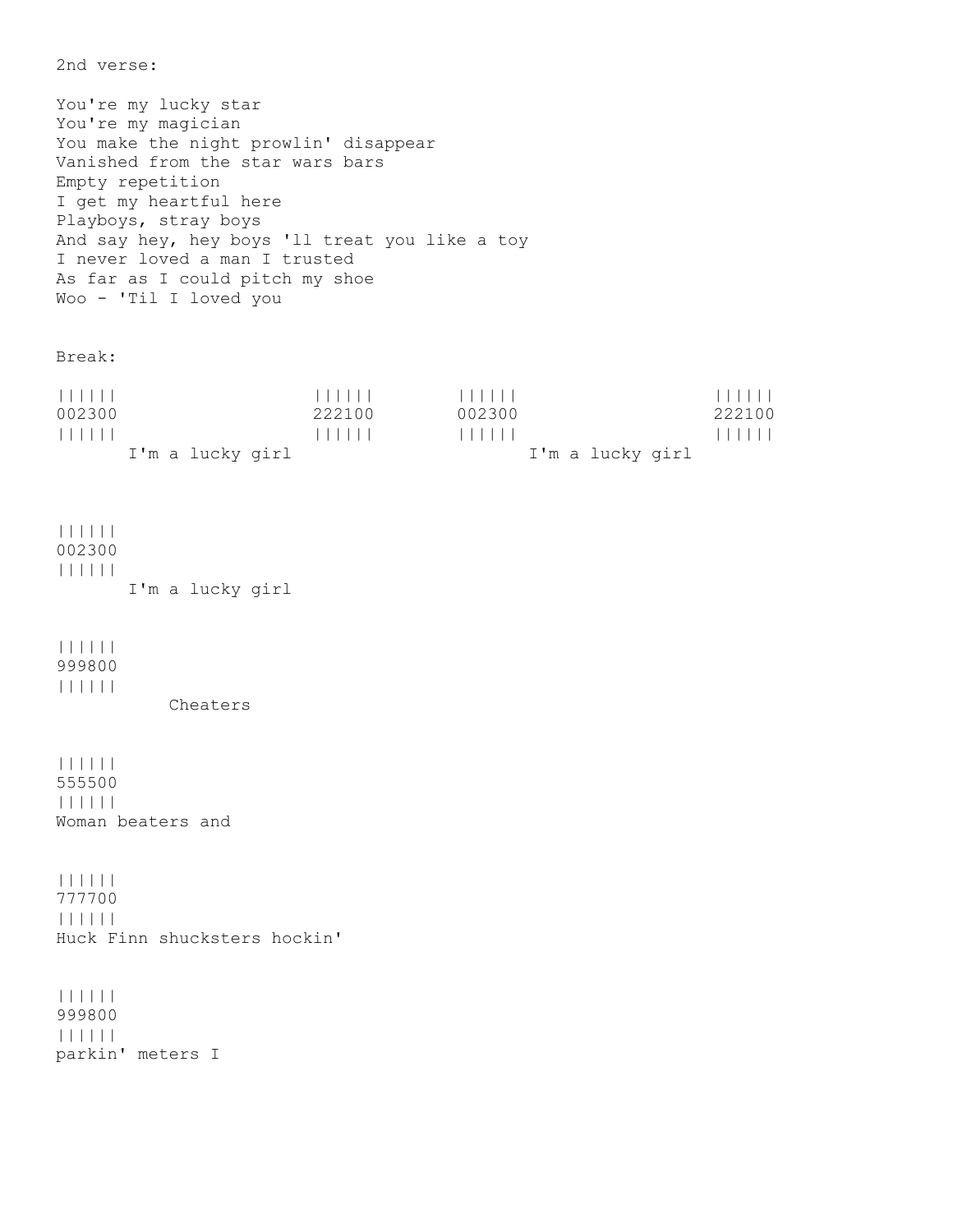2nd verse:

You're my lucky star
You're my magician
You make the night prowlin' disappear
Vanished from the star wars bars
Empty repetition
I get my heartful here
Playboys, stray boys
And say hey, hey boys 'll treat you like a toy
I never loved a man I trusted
As far as I could pitch my shoe
Woo - 'Til I loved you

Break:

```
||||||                  ||||||        ||||||                    ||||||
002300                  222100        002300                    222100
||||||                  ||||||        ||||||                    ||||||
       I'm a lucky girl                      I'm a lucky girl



||||||
002300
||||||
       I'm a lucky girl


||||||
999800
||||||
           Cheaters


||||||
555500
||||||
Woman beaters and


||||||
777700
||||||
Huck Finn shucksters hockin'


||||||
999800
||||||
parkin' meters I
```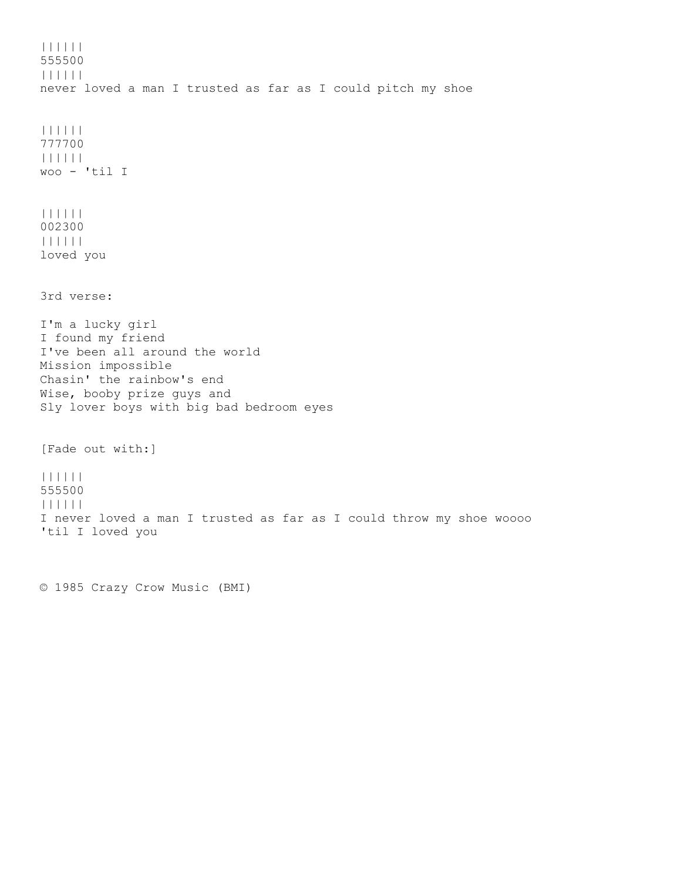```
||||||
555500
||||||
never loved a man I trusted as far as I could pitch my shoe


||||||
777700
||||||
woo - 'til I


||||||
002300
||||||
loved you
```

3rd verse:

I'm a lucky girl
I found my friend
I've been all around the world
Mission impossible
Chasin' the rainbow's end
Wise, booby prize guys and
Sly lover boys with big bad bedroom eyes

[Fade out with:]

```
||||||
555500
||||||
I never loved a man I trusted as far as I could throw my shoe woooo
'til I loved you
```

© 1985 Crazy Crow Music (BMI)